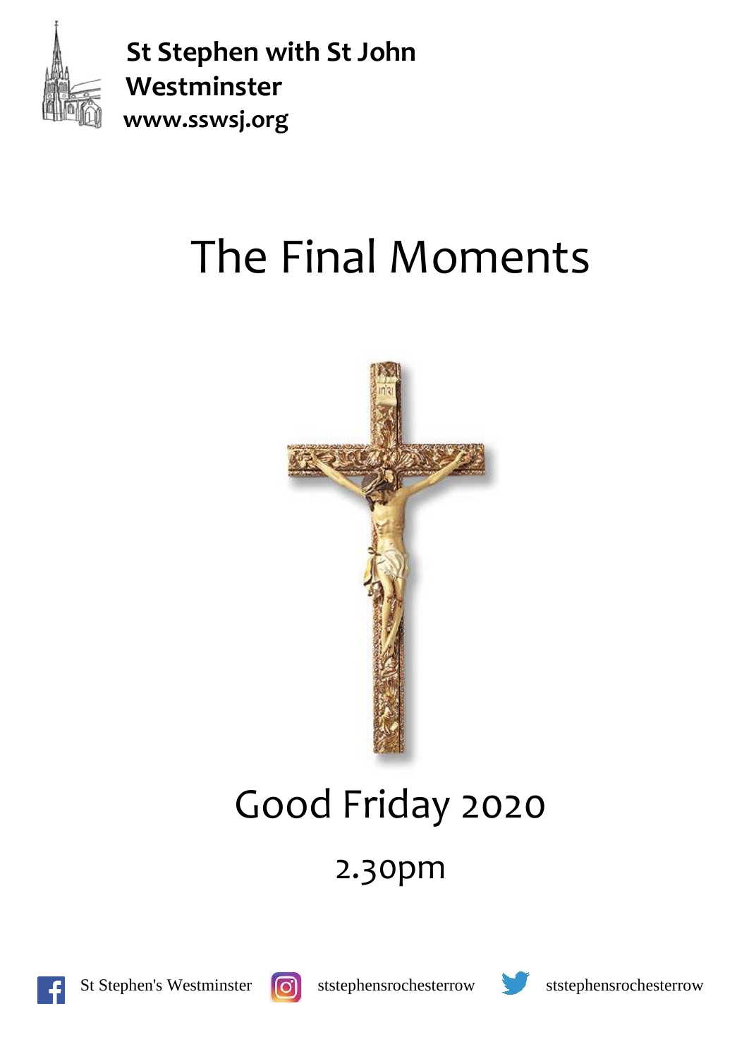**St Stephen with St John Westminster**
**www.sswsj.org**

# The Final Moments

## Good Friday 2020

## 2.30pm

St Stephen's Westminster ststephensrochesterrow ststephensrochesterrow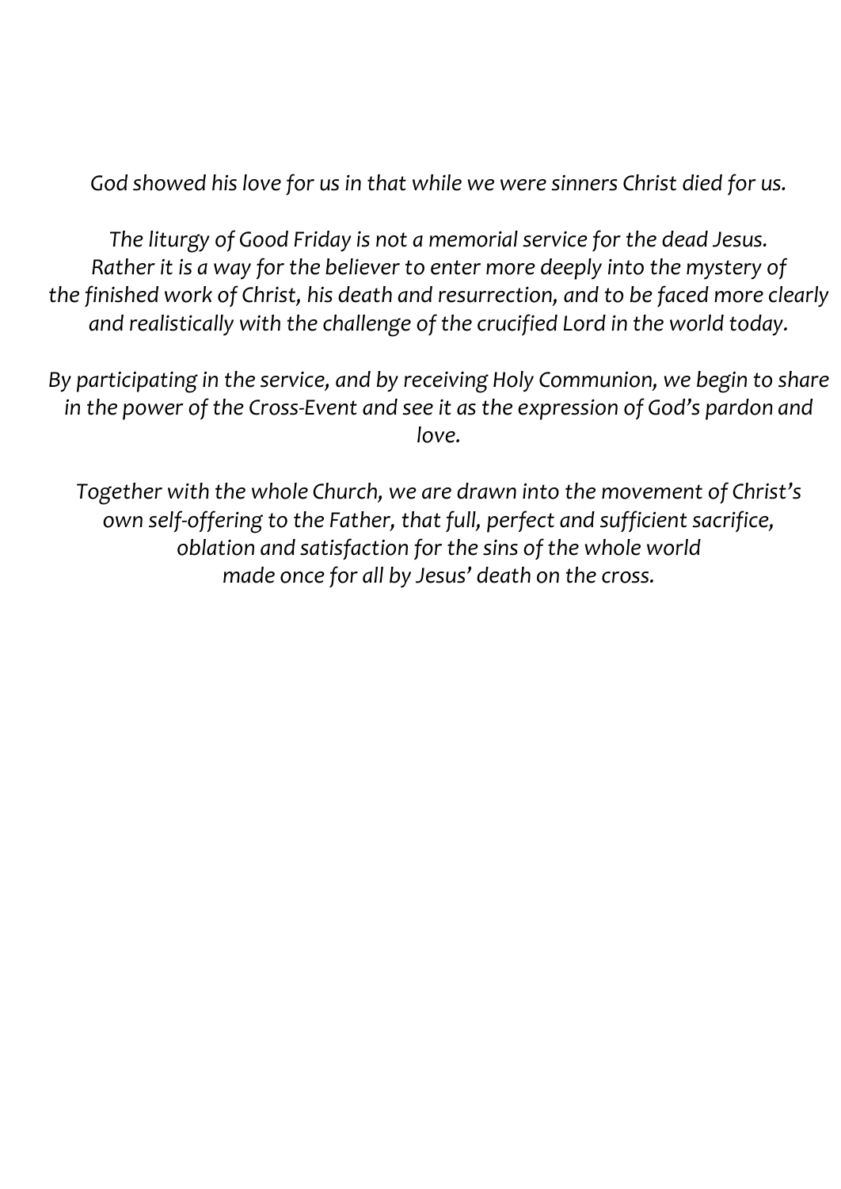*God showed his love for us in that while we were sinners Christ died for us.*

*The liturgy of Good Friday is not a memorial service for the dead Jesus. Rather it is a way for the believer to enter more deeply into the mystery of the finished work of Christ, his death and resurrection, and to be faced more clearly and realistically with the challenge of the crucified Lord in the world today.*

*By participating in the service, and by receiving Holy Communion, we begin to share in the power of the Cross-Event and see it as the expression of God's pardon and love.*

*Together with the whole Church, we are drawn into the movement of Christ's own self-offering to the Father, that full, perfect and sufficient sacrifice, oblation and satisfaction for the sins of the whole world made once for all by Jesus' death on the cross.*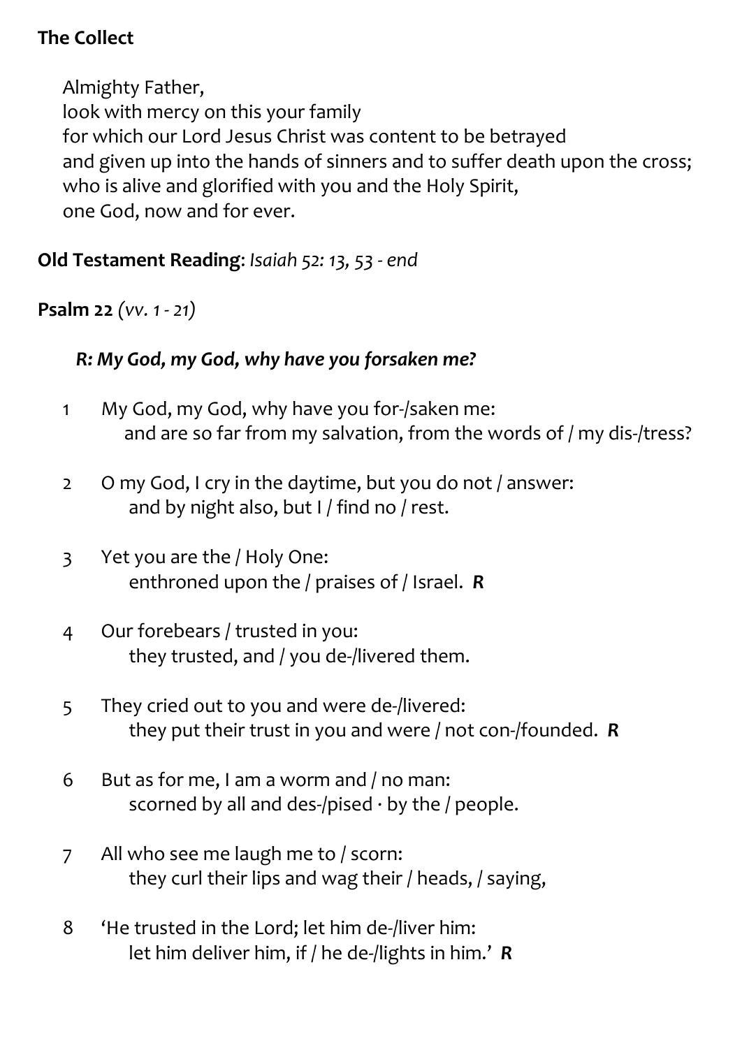**The Collect**

Almighty Father,
look with mercy on this your family
for which our Lord Jesus Christ was content to be betrayed
and given up into the hands of sinners and to suffer death upon the cross;
who is alive and glorified with you and the Holy Spirit,
one God, now and for ever.

**Old Testament Reading**: *Isaiah 52: 13, 53 - end*

**Psalm 22** *(vv. 1 - 21)*

***R: My God, my God, why have you forsaken me?***

1 My God, my God, why have you for-/saken me:
 and are so far from my salvation, from the words of / my dis-/tress?

2 O my God, I cry in the daytime, but you do not / answer:
 and by night also, but I / find no / rest.

3 Yet you are the / Holy One:
 enthroned upon the / praises of / Israel. ***R***

4 Our forebears / trusted in you:
 they trusted, and / you de-/livered them.

5 They cried out to you and were de-/livered:
 they put their trust in you and were / not con-/founded. ***R***

6 But as for me, I am a worm and / no man:
 scorned by all and des-/pised · by the / people.

7 All who see me laugh me to / scorn:
 they curl their lips and wag their / heads, / saying,

8 'He trusted in the Lord; let him de-/liver him:
 let him deliver him, if / he de-/lights in him.' ***R***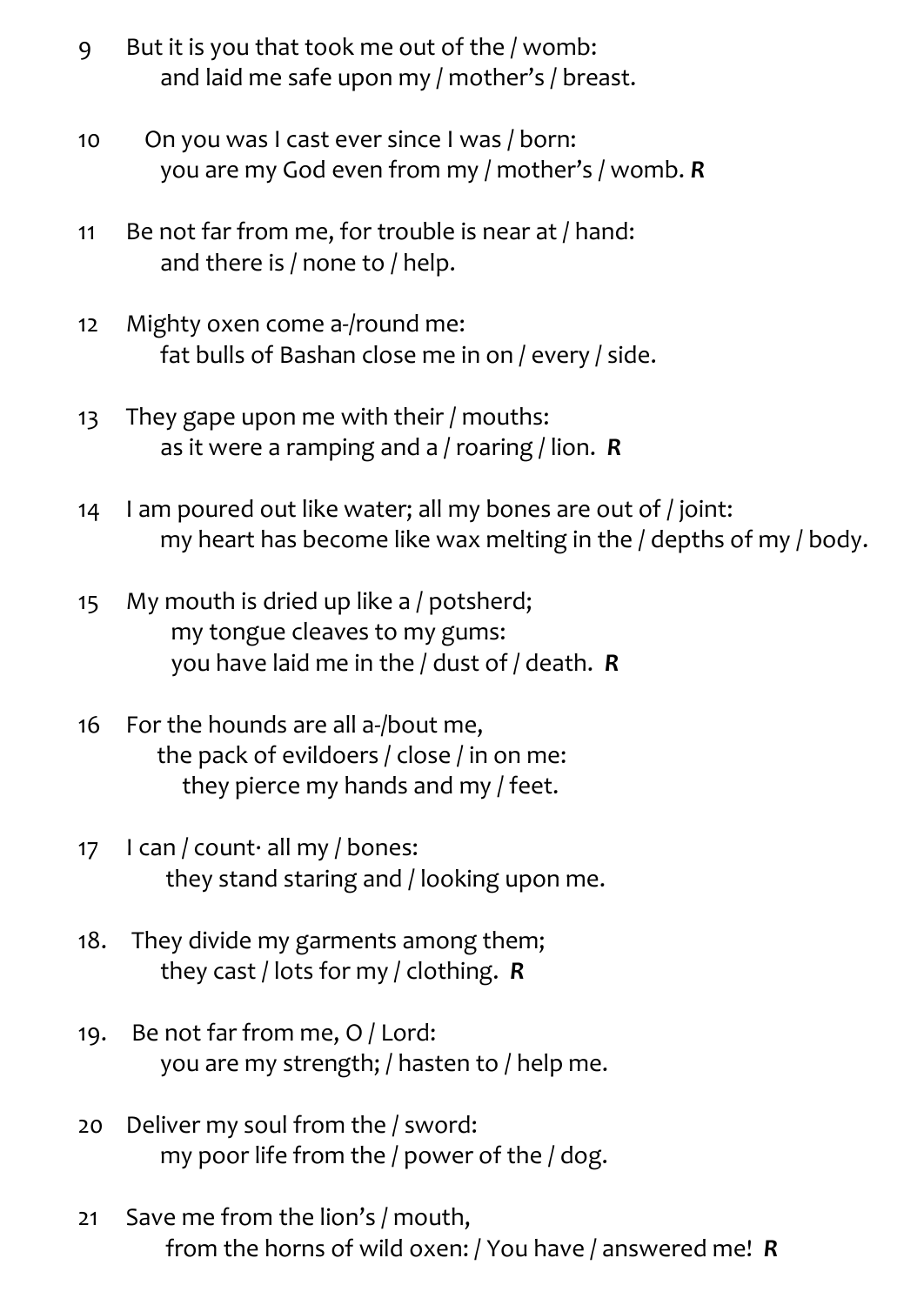9 But it is you that took me out of the / womb:
 and laid me safe upon my / mother's / breast.

10 On you was I cast ever since I was / born:
 you are my God even from my / mother's / womb. ***R***

11 Be not far from me, for trouble is near at / hand:
 and there is / none to / help.

12 Mighty oxen come a-/round me:
 fat bulls of Bashan close me in on / every / side.

13 They gape upon me with their / mouths:
 as it were a ramping and a / roaring / lion. ***R***

14 I am poured out like water; all my bones are out of / joint:
 my heart has become like wax melting in the / depths of my / body.

15 My mouth is dried up like a / potsherd;
 my tongue cleaves to my gums:
 you have laid me in the / dust of / death. ***R***

16 For the hounds are all a-/bout me,
 the pack of evildoers / close / in on me:
 they pierce my hands and my / feet.

17 I can / count· all my / bones:
 they stand staring and / looking upon me.

18. They divide my garments among them;
 they cast / lots for my / clothing. ***R***

19. Be not far from me, O / Lord:
 you are my strength; / hasten to / help me.

20 Deliver my soul from the / sword:
 my poor life from the / power of the / dog.

21 Save me from the lion's / mouth,
 from the horns of wild oxen: / You have / answered me! ***R***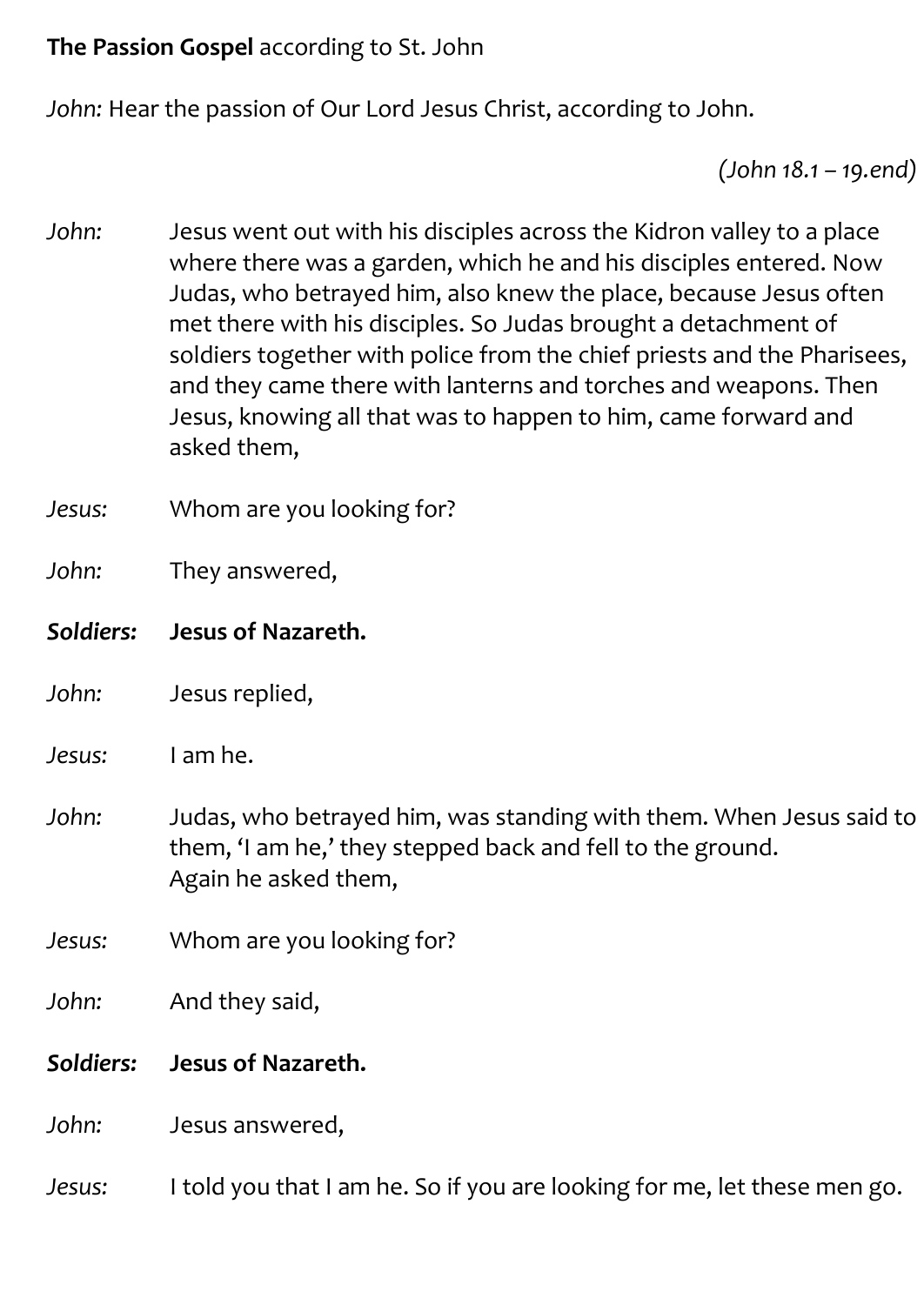**The Passion Gospel** according to St. John

*John:* Hear the passion of Our Lord Jesus Christ, according to John.

*(John 18.1 – 19.end)*

*John:* Jesus went out with his disciples across the Kidron valley to a place where there was a garden, which he and his disciples entered. Now Judas, who betrayed him, also knew the place, because Jesus often met there with his disciples. So Judas brought a detachment of soldiers together with police from the chief priests and the Pharisees, and they came there with lanterns and torches and weapons. Then Jesus, knowing all that was to happen to him, came forward and asked them,

*Jesus:* Whom are you looking for?

*John:* They answered,

***Soldiers:*** **Jesus of Nazareth.**

*John:* Jesus replied,

*Jesus:* I am he.

*John:* Judas, who betrayed him, was standing with them. When Jesus said to them, 'I am he,' they stepped back and fell to the ground.
Again he asked them,

*Jesus:* Whom are you looking for?

*John:* And they said,

***Soldiers:*** **Jesus of Nazareth.**

*John:* Jesus answered,

*Jesus:* I told you that I am he. So if you are looking for me, let these men go.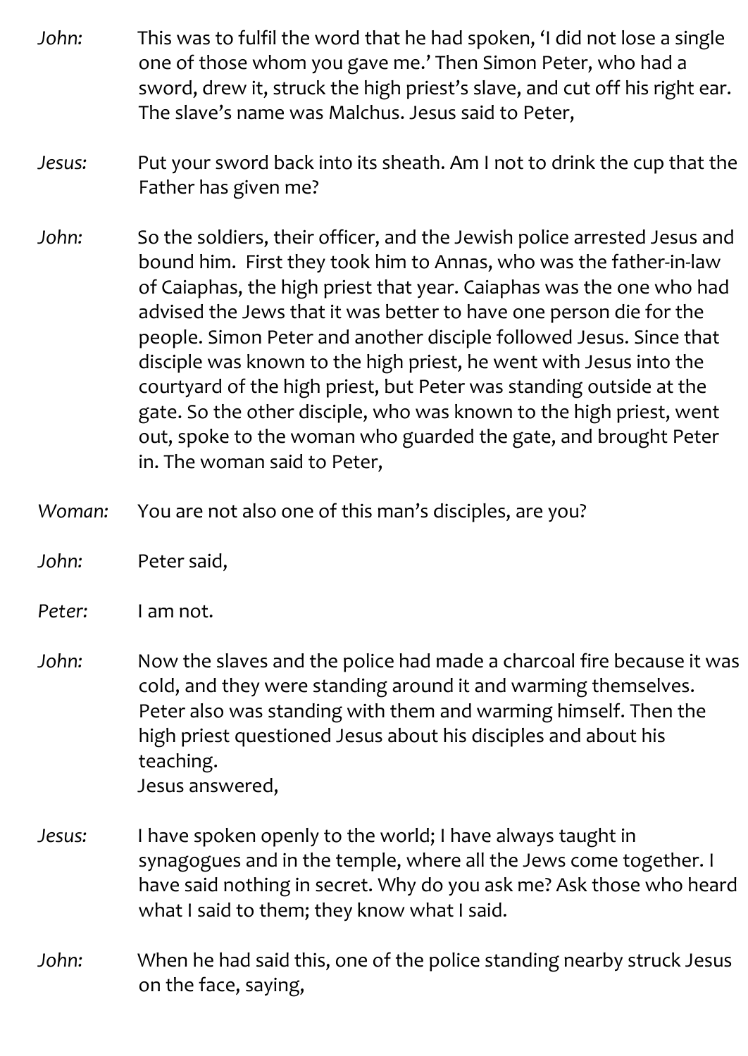*John:* This was to fulfil the word that he had spoken, 'I did not lose a single one of those whom you gave me.' Then Simon Peter, who had a sword, drew it, struck the high priest's slave, and cut off his right ear. The slave's name was Malchus. Jesus said to Peter,

*Jesus:* Put your sword back into its sheath. Am I not to drink the cup that the Father has given me?

*John:* So the soldiers, their officer, and the Jewish police arrested Jesus and bound him. First they took him to Annas, who was the father-in-law of Caiaphas, the high priest that year. Caiaphas was the one who had advised the Jews that it was better to have one person die for the people. Simon Peter and another disciple followed Jesus. Since that disciple was known to the high priest, he went with Jesus into the courtyard of the high priest, but Peter was standing outside at the gate. So the other disciple, who was known to the high priest, went out, spoke to the woman who guarded the gate, and brought Peter in. The woman said to Peter,

*Woman:* You are not also one of this man's disciples, are you?

*John:* Peter said,

*Peter:* I am not.

*John:* Now the slaves and the police had made a charcoal fire because it was cold, and they were standing around it and warming themselves. Peter also was standing with them and warming himself. Then the high priest questioned Jesus about his disciples and about his teaching.
Jesus answered,

*Jesus:* I have spoken openly to the world; I have always taught in synagogues and in the temple, where all the Jews come together. I have said nothing in secret. Why do you ask me? Ask those who heard what I said to them; they know what I said.

*John:* When he had said this, one of the police standing nearby struck Jesus on the face, saying,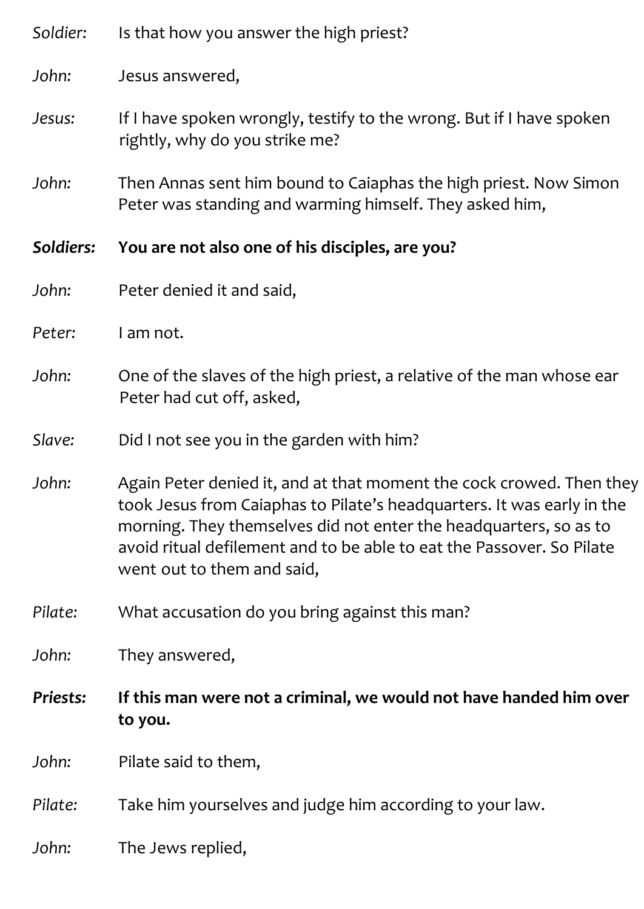*Soldier:* Is that how you answer the high priest?

*John:* Jesus answered,

*Jesus:* If I have spoken wrongly, testify to the wrong. But if I have spoken rightly, why do you strike me?

*John:* Then Annas sent him bound to Caiaphas the high priest. Now Simon Peter was standing and warming himself. They asked him,

***Soldiers:*** **You are not also one of his disciples, are you?**

*John:* Peter denied it and said,

*Peter:* I am not.

*John:* One of the slaves of the high priest, a relative of the man whose ear Peter had cut off, asked,

*Slave:* Did I not see you in the garden with him?

*John:* Again Peter denied it, and at that moment the cock crowed. Then they took Jesus from Caiaphas to Pilate's headquarters. It was early in the morning. They themselves did not enter the headquarters, so as to avoid ritual defilement and to be able to eat the Passover. So Pilate went out to them and said,

*Pilate:* What accusation do you bring against this man?

*John:* They answered,

***Priests:*** **If this man were not a criminal, we would not have handed him over to you.**

*John:* Pilate said to them,

*Pilate:* Take him yourselves and judge him according to your law.

*John:* The Jews replied,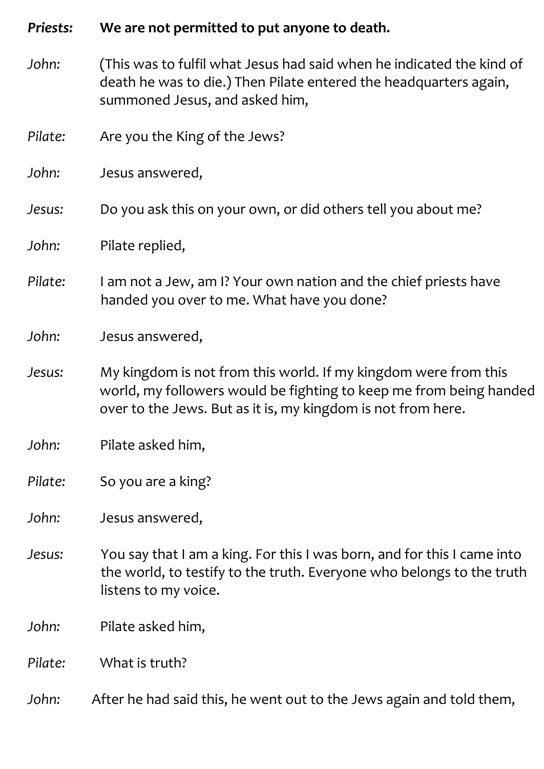***Priests:*** **We are not permitted to put anyone to death.**

*John:* (This was to fulfil what Jesus had said when he indicated the kind of death he was to die.) Then Pilate entered the headquarters again, summoned Jesus, and asked him,

*Pilate:* Are you the King of the Jews?

*John:* Jesus answered,

*Jesus:* Do you ask this on your own, or did others tell you about me?

*John:* Pilate replied,

*Pilate:* I am not a Jew, am I? Your own nation and the chief priests have handed you over to me. What have you done?

*John:* Jesus answered,

*Jesus:* My kingdom is not from this world. If my kingdom were from this world, my followers would be fighting to keep me from being handed over to the Jews. But as it is, my kingdom is not from here.

*John:* Pilate asked him,

*Pilate:* So you are a king?

*John:* Jesus answered,

*Jesus:* You say that I am a king. For this I was born, and for this I came into the world, to testify to the truth. Everyone who belongs to the truth listens to my voice.

*John:* Pilate asked him,

*Pilate:* What is truth?

*John:* After he had said this, he went out to the Jews again and told them,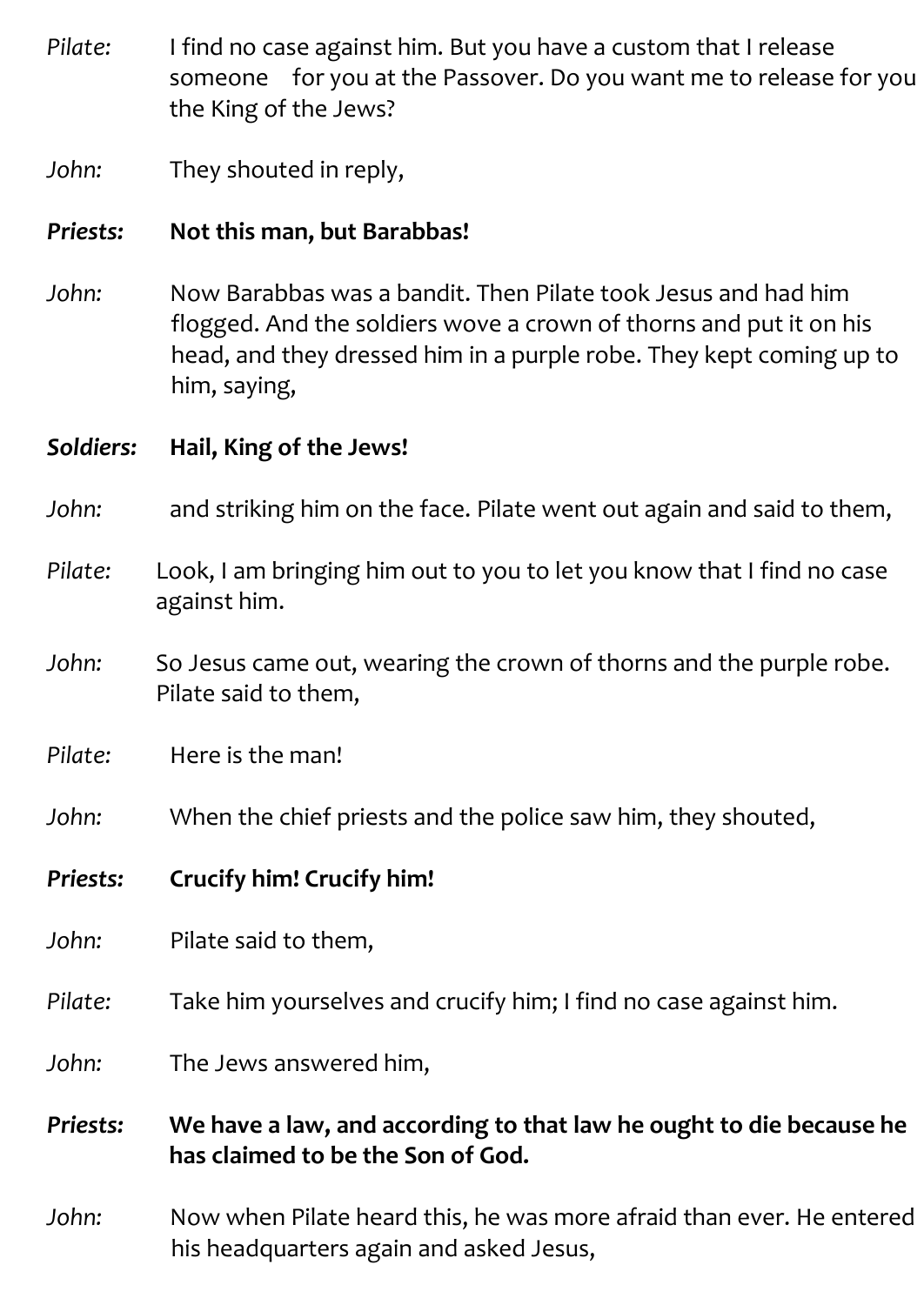*Pilate:* I find no case against him. But you have a custom that I release someone for you at the Passover. Do you want me to release for you the King of the Jews?

*John:* They shouted in reply,

***Priests:*** **Not this man, but Barabbas!**

*John:* Now Barabbas was a bandit. Then Pilate took Jesus and had him flogged. And the soldiers wove a crown of thorns and put it on his head, and they dressed him in a purple robe. They kept coming up to him, saying,

***Soldiers:*** **Hail, King of the Jews!**

*John:* and striking him on the face. Pilate went out again and said to them,

*Pilate:* Look, I am bringing him out to you to let you know that I find no case against him.

*John:* So Jesus came out, wearing the crown of thorns and the purple robe. Pilate said to them,

*Pilate:* Here is the man!

*John:* When the chief priests and the police saw him, they shouted,

***Priests:*** **Crucify him! Crucify him!**

*John:* Pilate said to them,

*Pilate:* Take him yourselves and crucify him; I find no case against him.

*John:* The Jews answered him,

***Priests:*** **We have a law, and according to that law he ought to die because he has claimed to be the Son of God.**

*John:* Now when Pilate heard this, he was more afraid than ever. He entered his headquarters again and asked Jesus,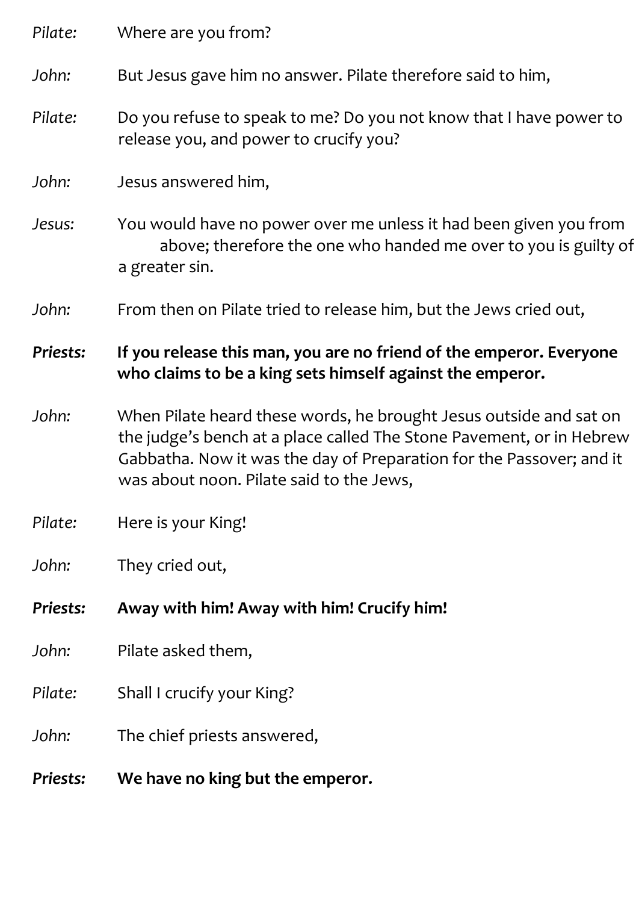*Pilate:* Where are you from?

*John:* But Jesus gave him no answer. Pilate therefore said to him,

*Pilate:* Do you refuse to speak to me? Do you not know that I have power to release you, and power to crucify you?

*John:* Jesus answered him,

*Jesus:* You would have no power over me unless it had been given you from above; therefore the one who handed me over to you is guilty of a greater sin.

*John:* From then on Pilate tried to release him, but the Jews cried out,

***Priests:*** **If you release this man, you are no friend of the emperor. Everyone who claims to be a king sets himself against the emperor.**

*John:* When Pilate heard these words, he brought Jesus outside and sat on the judge's bench at a place called The Stone Pavement, or in Hebrew Gabbatha. Now it was the day of Preparation for the Passover; and it was about noon. Pilate said to the Jews,

*Pilate:* Here is your King!

*John:* They cried out,

***Priests:*** **Away with him! Away with him! Crucify him!**

*John:* Pilate asked them,

*Pilate:* Shall I crucify your King?

*John:* The chief priests answered,

***Priests:*** **We have no king but the emperor.**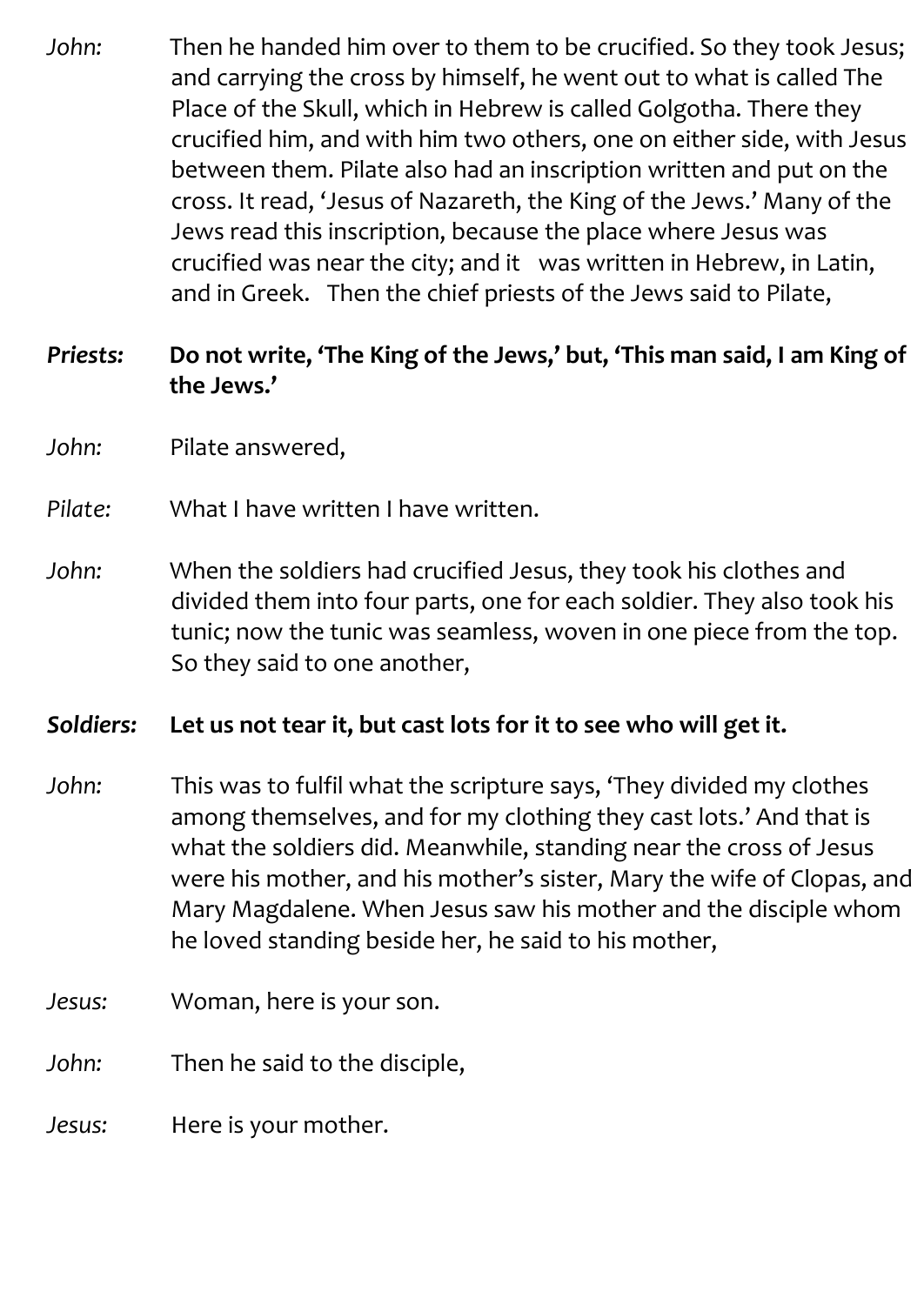*John:* Then he handed him over to them to be crucified. So they took Jesus; and carrying the cross by himself, he went out to what is called The Place of the Skull, which in Hebrew is called Golgotha. There they crucified him, and with him two others, one on either side, with Jesus between them. Pilate also had an inscription written and put on the cross. It read, 'Jesus of Nazareth, the King of the Jews.' Many of the Jews read this inscription, because the place where Jesus was crucified was near the city; and it was written in Hebrew, in Latin, and in Greek. Then the chief priests of the Jews said to Pilate,

***Priests:*** **Do not write, 'The King of the Jews,' but, 'This man said, I am King of the Jews.'**

*John:* Pilate answered,

*Pilate:* What I have written I have written.

*John:* When the soldiers had crucified Jesus, they took his clothes and divided them into four parts, one for each soldier. They also took his tunic; now the tunic was seamless, woven in one piece from the top. So they said to one another,

***Soldiers:*** **Let us not tear it, but cast lots for it to see who will get it.**

*John:* This was to fulfil what the scripture says, 'They divided my clothes among themselves, and for my clothing they cast lots.' And that is what the soldiers did. Meanwhile, standing near the cross of Jesus were his mother, and his mother's sister, Mary the wife of Clopas, and Mary Magdalene. When Jesus saw his mother and the disciple whom he loved standing beside her, he said to his mother,

*Jesus:* Woman, here is your son.

*John:* Then he said to the disciple,

*Jesus:* Here is your mother.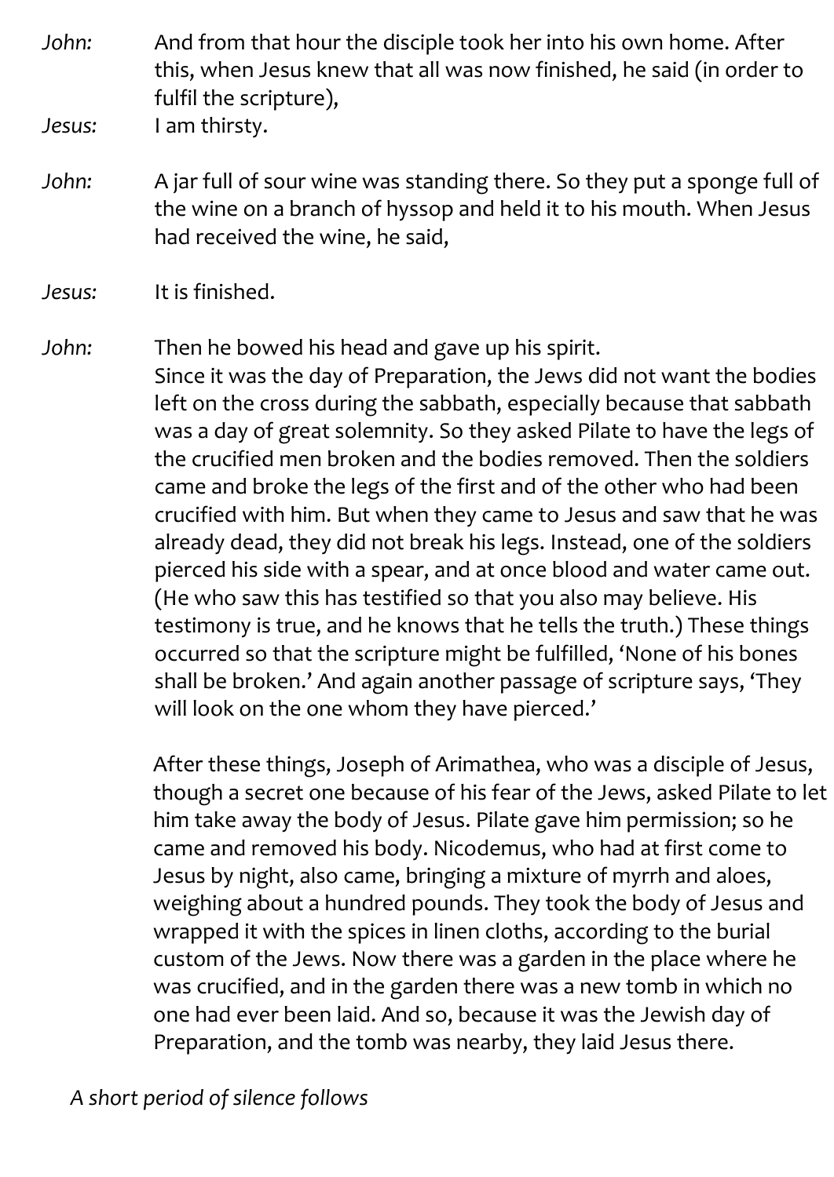*John:* And from that hour the disciple took her into his own home. After this, when Jesus knew that all was now finished, he said (in order to fulfil the scripture),

*Jesus:* I am thirsty.

*John:* A jar full of sour wine was standing there. So they put a sponge full of the wine on a branch of hyssop and held it to his mouth. When Jesus had received the wine, he said,

*Jesus:* It is finished.

*John:* Then he bowed his head and gave up his spirit.
Since it was the day of Preparation, the Jews did not want the bodies left on the cross during the sabbath, especially because that sabbath was a day of great solemnity. So they asked Pilate to have the legs of the crucified men broken and the bodies removed. Then the soldiers came and broke the legs of the first and of the other who had been crucified with him. But when they came to Jesus and saw that he was already dead, they did not break his legs. Instead, one of the soldiers pierced his side with a spear, and at once blood and water came out. (He who saw this has testified so that you also may believe. His testimony is true, and he knows that he tells the truth.) These things occurred so that the scripture might be fulfilled, 'None of his bones shall be broken.' And again another passage of scripture says, 'They will look on the one whom they have pierced.'

After these things, Joseph of Arimathea, who was a disciple of Jesus, though a secret one because of his fear of the Jews, asked Pilate to let him take away the body of Jesus. Pilate gave him permission; so he came and removed his body. Nicodemus, who had at first come to Jesus by night, also came, bringing a mixture of myrrh and aloes, weighing about a hundred pounds. They took the body of Jesus and wrapped it with the spices in linen cloths, according to the burial custom of the Jews. Now there was a garden in the place where he was crucified, and in the garden there was a new tomb in which no one had ever been laid. And so, because it was the Jewish day of Preparation, and the tomb was nearby, they laid Jesus there.

*A short period of silence follows*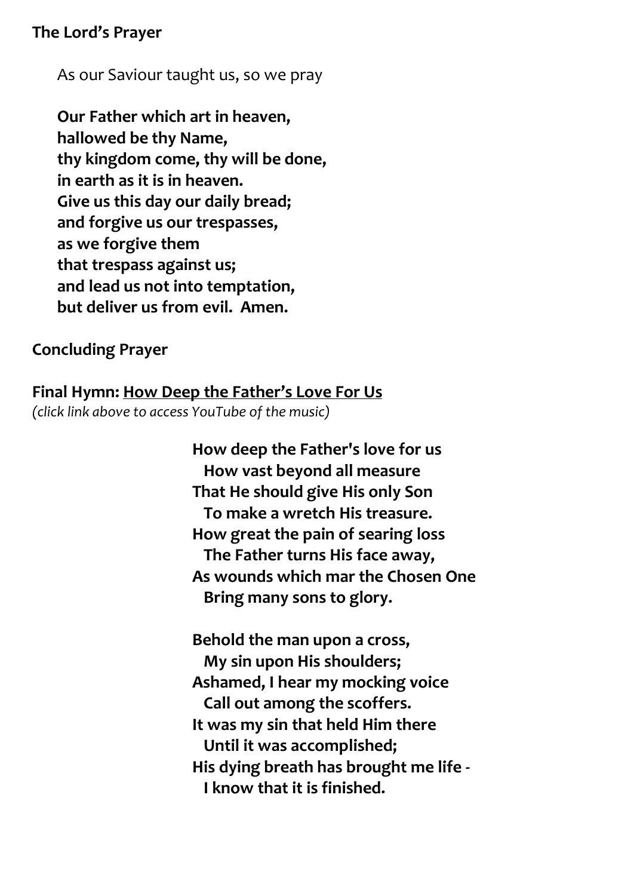**The Lord's Prayer**

As our Saviour taught us, so we pray

**Our Father which art in heaven,**
**hallowed be thy Name,**
**thy kingdom come, thy will be done,**
**in earth as it is in heaven.**
**Give us this day our daily bread;**
**and forgive us our trespasses,**
**as we forgive them**
**that trespass against us;**
**and lead us not into temptation,**
**but deliver us from evil. Amen.**

**Concluding Prayer**

**Final Hymn: How Deep the Father's Love For Us**
*(click link above to access YouTube of the music)*

**How deep the Father's love for us**
**How vast beyond all measure**
**That He should give His only Son**
**To make a wretch His treasure.**
**How great the pain of searing loss**
**The Father turns His face away,**
**As wounds which mar the Chosen One**
**Bring many sons to glory.**

**Behold the man upon a cross,**
**My sin upon His shoulders;**
**Ashamed, I hear my mocking voice**
**Call out among the scoffers.**
**It was my sin that held Him there**
**Until it was accomplished;**
**His dying breath has brought me life -**
**I know that it is finished.**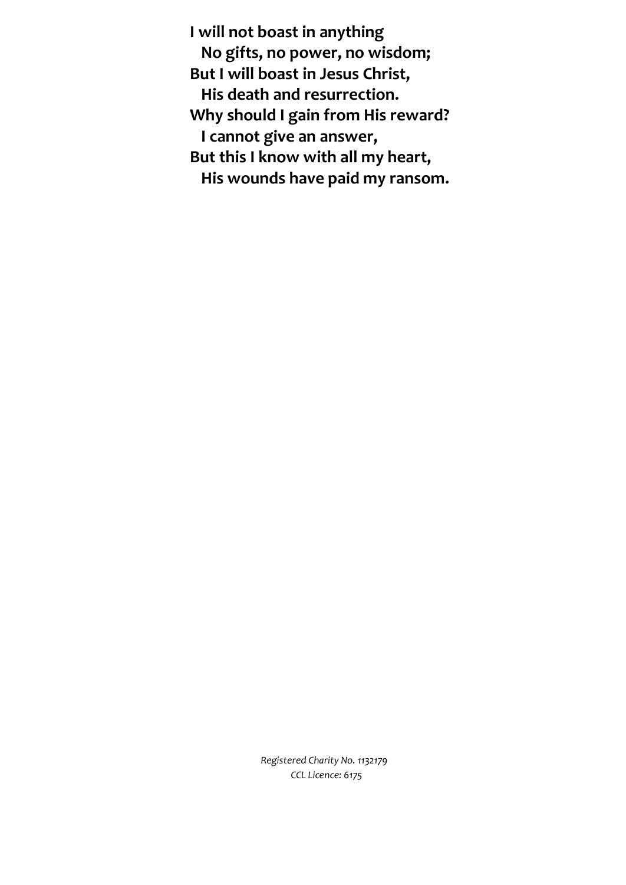**I will not boast in anything**
**No gifts, no power, no wisdom;**
**But I will boast in Jesus Christ,**
**His death and resurrection.**
**Why should I gain from His reward?**
**I cannot give an answer,**
**But this I know with all my heart,**
**His wounds have paid my ransom.**

*Registered Charity No. 1132179*
*CCL Licence: 6175*